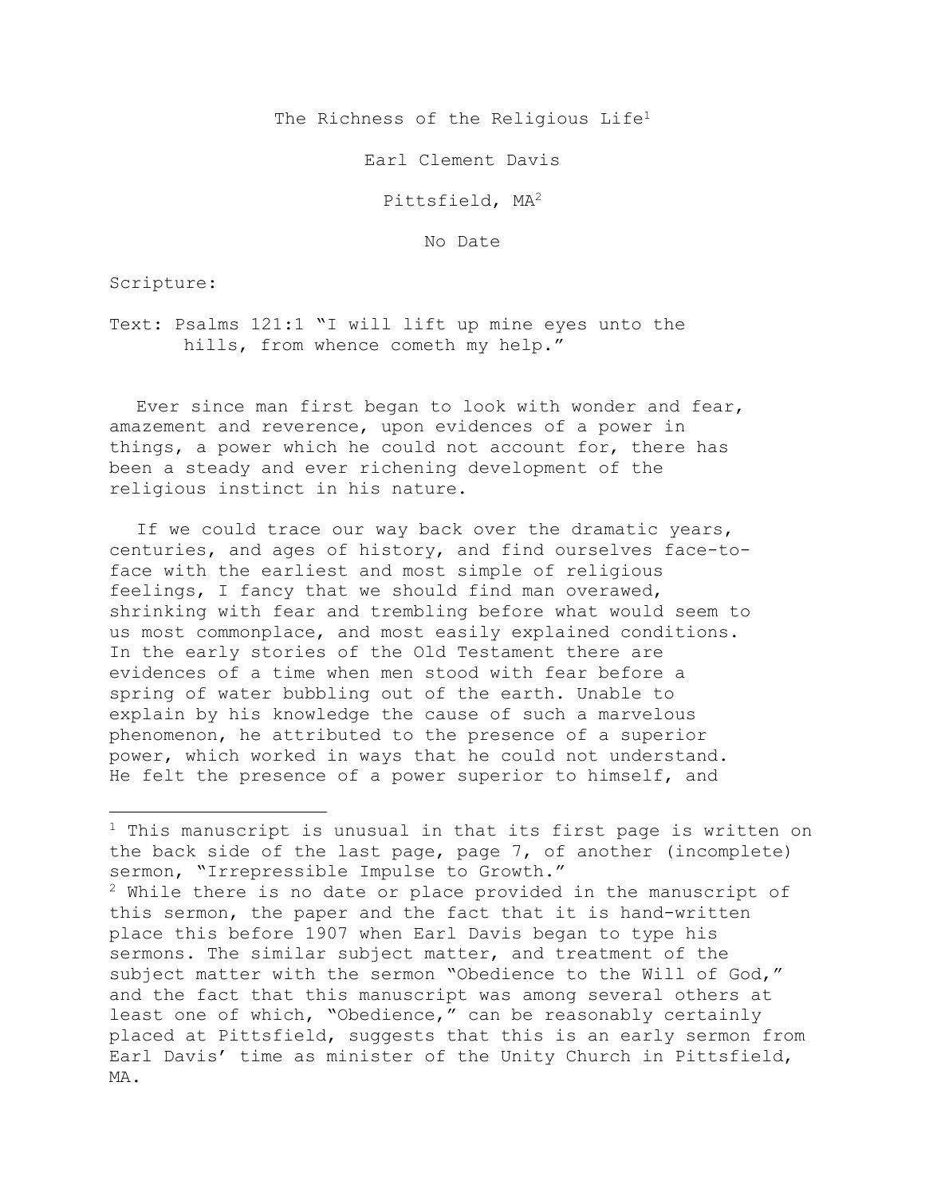# The Richness of the Religious Life[1]

Earl Clement Davis

Pittsfield, MA[2]

No Date

Scripture:

Text: Psalms 121:1 "I will lift up mine eyes unto the hills, from whence cometh my help."

Ever since man first began to look with wonder and fear, amazement and reverence, upon evidences of a power in things, a power which he could not account for, there has been a steady and ever richening development of the religious instinct in his nature.

If we could trace our way back over the dramatic years, centuries, and ages of history, and find ourselves face-to-face with the earliest and most simple of religious feelings, I fancy that we should find man overawed, shrinking with fear and trembling before what would seem to us most commonplace, and most easily explained conditions. In the early stories of the Old Testament there are evidences of a time when men stood with fear before a spring of water bubbling out of the earth. Unable to explain by his knowledge the cause of such a marvelous phenomenon, he attributed to the presence of a superior power, which worked in ways that he could not understand. He felt the presence of a power superior to himself, and

---

[1] This manuscript is unusual in that its first page is written on the back side of the last page, page 7, of another (incomplete) sermon, "Irrepressible Impulse to Growth."

[2] While there is no date or place provided in the manuscript of this sermon, the paper and the fact that it is hand-written place this before 1907 when Earl Davis began to type his sermons. The similar subject matter, and treatment of the subject matter with the sermon "Obedience to the Will of God," and the fact that this manuscript was among several others at least one of which, "Obedience," can be reasonably certainly placed at Pittsfield, suggests that this is an early sermon from Earl Davis' time as minister of the Unity Church in Pittsfield, MA.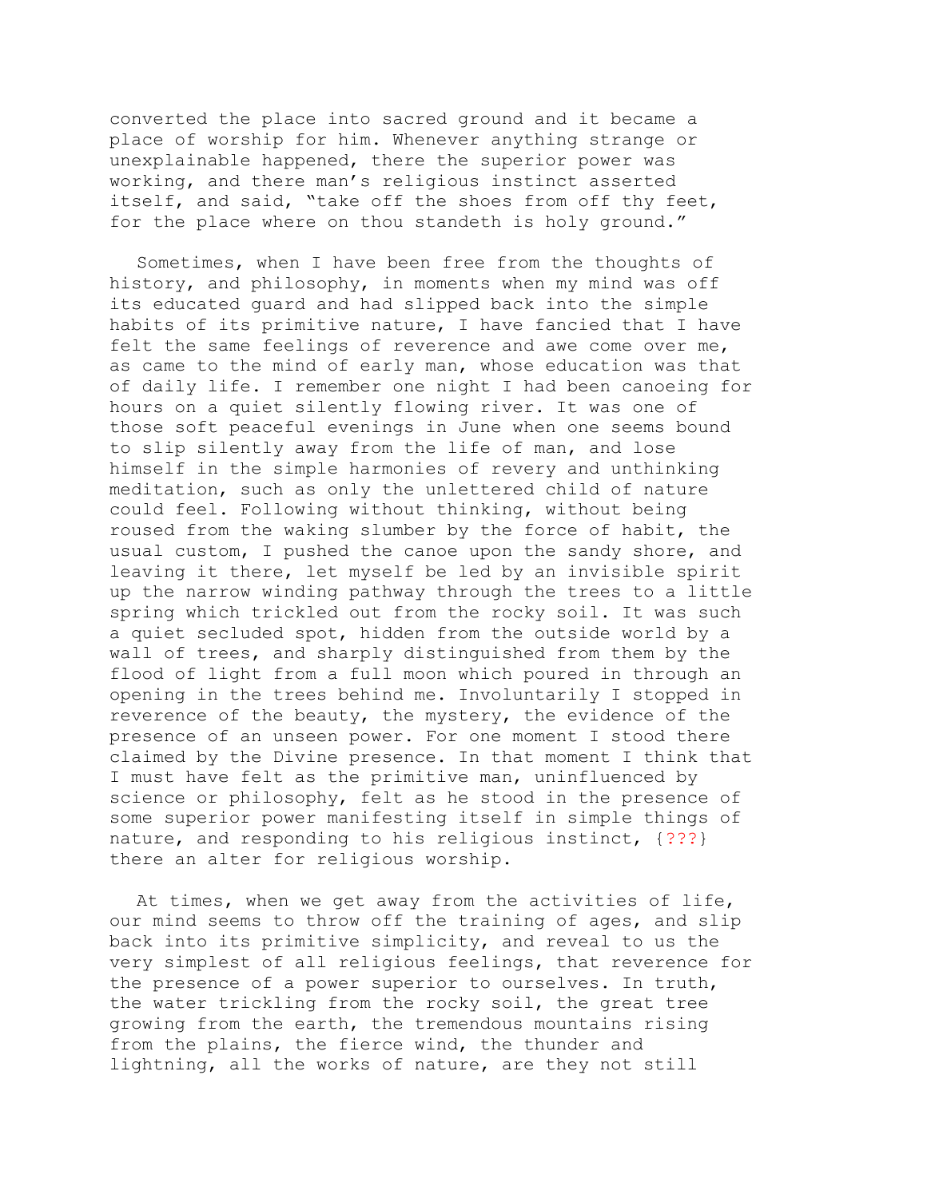converted the place into sacred ground and it became a place of worship for him. Whenever anything strange or unexplainable happened, there the superior power was working, and there man's religious instinct asserted itself, and said, "take off the shoes from off thy feet, for the place where on thou standeth is holy ground."

Sometimes, when I have been free from the thoughts of history, and philosophy, in moments when my mind was off its educated guard and had slipped back into the simple habits of its primitive nature, I have fancied that I have felt the same feelings of reverence and awe come over me, as came to the mind of early man, whose education was that of daily life. I remember one night I had been canoeing for hours on a quiet silently flowing river. It was one of those soft peaceful evenings in June when one seems bound to slip silently away from the life of man, and lose himself in the simple harmonies of revery and unthinking meditation, such as only the unlettered child of nature could feel. Following without thinking, without being roused from the waking slumber by the force of habit, the usual custom, I pushed the canoe upon the sandy shore, and leaving it there, let myself be led by an invisible spirit up the narrow winding pathway through the trees to a little spring which trickled out from the rocky soil. It was such a quiet secluded spot, hidden from the outside world by a wall of trees, and sharply distinguished from them by the flood of light from a full moon which poured in through an opening in the trees behind me. Involuntarily I stopped in reverence of the beauty, the mystery, the evidence of the presence of an unseen power. For one moment I stood there claimed by the Divine presence. In that moment I think that I must have felt as the primitive man, uninfluenced by science or philosophy, felt as he stood in the presence of some superior power manifesting itself in simple things of nature, and responding to his religious instinct, {???} there an alter for religious worship.

At times, when we get away from the activities of life, our mind seems to throw off the training of ages, and slip back into its primitive simplicity, and reveal to us the very simplest of all religious feelings, that reverence for the presence of a power superior to ourselves. In truth, the water trickling from the rocky soil, the great tree growing from the earth, the tremendous mountains rising from the plains, the fierce wind, the thunder and lightning, all the works of nature, are they not still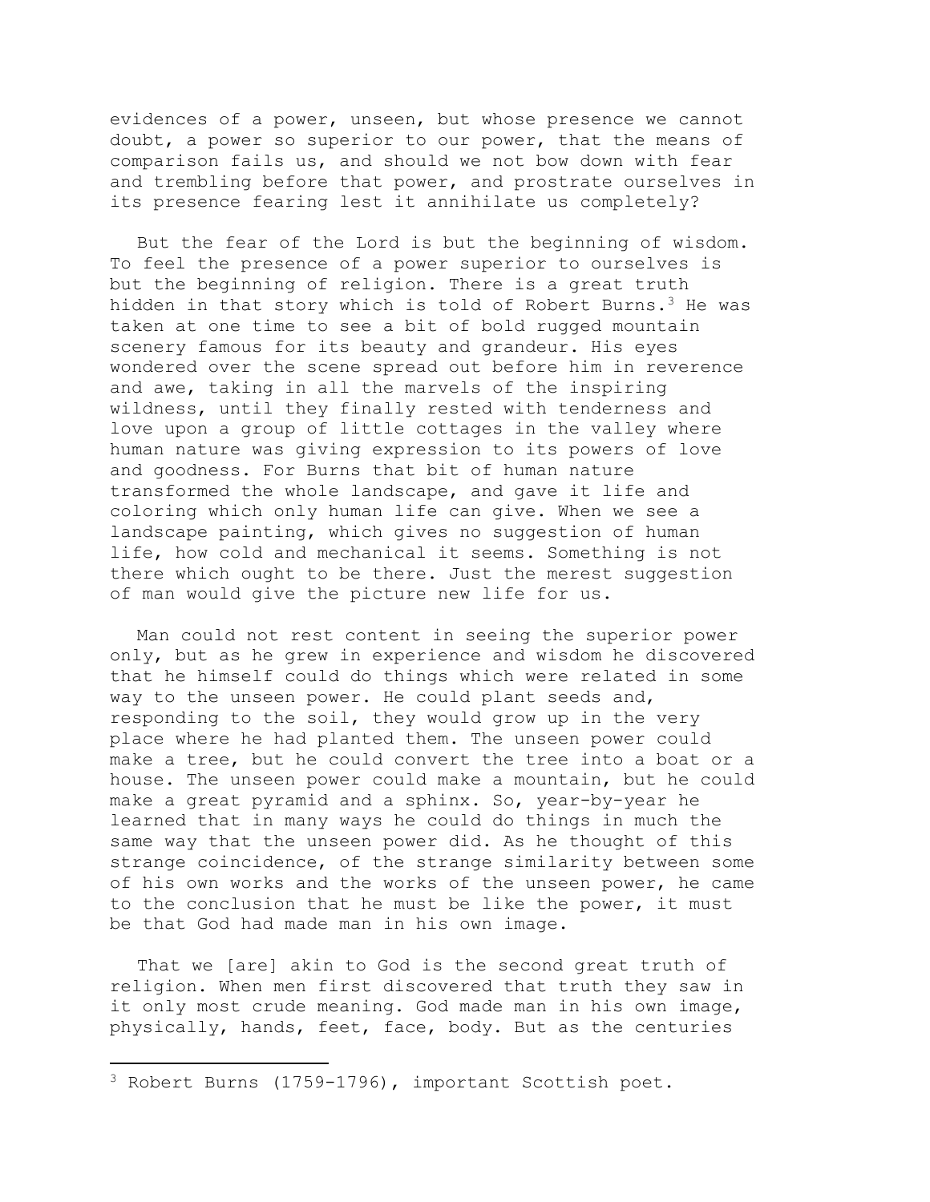evidences of a power, unseen, but whose presence we cannot doubt, a power so superior to our power, that the means of comparison fails us, and should we not bow down with fear and trembling before that power, and prostrate ourselves in its presence fearing lest it annihilate us completely?

But the fear of the Lord is but the beginning of wisdom. To feel the presence of a power superior to ourselves is but the beginning of religion. There is a great truth hidden in that story which is told of Robert Burns.[3] He was taken at one time to see a bit of bold rugged mountain scenery famous for its beauty and grandeur. His eyes wondered over the scene spread out before him in reverence and awe, taking in all the marvels of the inspiring wildness, until they finally rested with tenderness and love upon a group of little cottages in the valley where human nature was giving expression to its powers of love and goodness. For Burns that bit of human nature transformed the whole landscape, and gave it life and coloring which only human life can give. When we see a landscape painting, which gives no suggestion of human life, how cold and mechanical it seems. Something is not there which ought to be there. Just the merest suggestion of man would give the picture new life for us.

Man could not rest content in seeing the superior power only, but as he grew in experience and wisdom he discovered that he himself could do things which were related in some way to the unseen power. He could plant seeds and, responding to the soil, they would grow up in the very place where he had planted them. The unseen power could make a tree, but he could convert the tree into a boat or a house. The unseen power could make a mountain, but he could make a great pyramid and a sphinx. So, year-by-year he learned that in many ways he could do things in much the same way that the unseen power did. As he thought of this strange coincidence, of the strange similarity between some of his own works and the works of the unseen power, he came to the conclusion that he must be like the power, it must be that God had made man in his own image.

That we [are] akin to God is the second great truth of religion. When men first discovered that truth they saw in it only most crude meaning. God made man in his own image, physically, hands, feet, face, body. But as the centuries

---

[3] Robert Burns (1759-1796), important Scottish poet.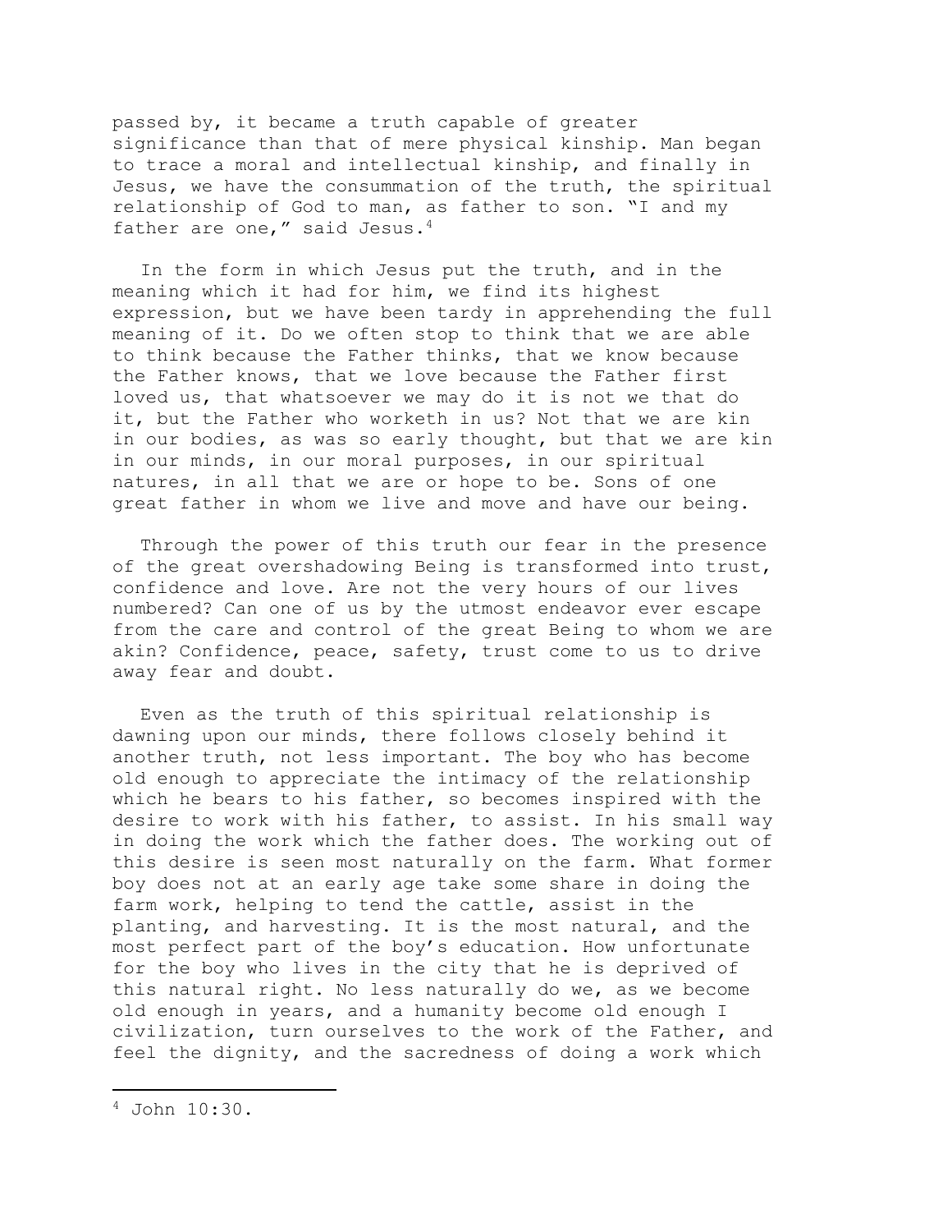passed by, it became a truth capable of greater significance than that of mere physical kinship. Man began to trace a moral and intellectual kinship, and finally in Jesus, we have the consummation of the truth, the spiritual relationship of God to man, as father to son. "I and my father are one," said Jesus.[4]

In the form in which Jesus put the truth, and in the meaning which it had for him, we find its highest expression, but we have been tardy in apprehending the full meaning of it. Do we often stop to think that we are able to think because the Father thinks, that we know because the Father knows, that we love because the Father first loved us, that whatsoever we may do it is not we that do it, but the Father who worketh in us? Not that we are kin in our bodies, as was so early thought, but that we are kin in our minds, in our moral purposes, in our spiritual natures, in all that we are or hope to be. Sons of one great father in whom we live and move and have our being.

Through the power of this truth our fear in the presence of the great overshadowing Being is transformed into trust, confidence and love. Are not the very hours of our lives numbered? Can one of us by the utmost endeavor ever escape from the care and control of the great Being to whom we are akin? Confidence, peace, safety, trust come to us to drive away fear and doubt.

Even as the truth of this spiritual relationship is dawning upon our minds, there follows closely behind it another truth, not less important. The boy who has become old enough to appreciate the intimacy of the relationship which he bears to his father, so becomes inspired with the desire to work with his father, to assist. In his small way in doing the work which the father does. The working out of this desire is seen most naturally on the farm. What former boy does not at an early age take some share in doing the farm work, helping to tend the cattle, assist in the planting, and harvesting. It is the most natural, and the most perfect part of the boy's education. How unfortunate for the boy who lives in the city that he is deprived of this natural right. No less naturally do we, as we become old enough in years, and a humanity become old enough I civilization, turn ourselves to the work of the Father, and feel the dignity, and the sacredness of doing a work which

---

[4] John 10:30.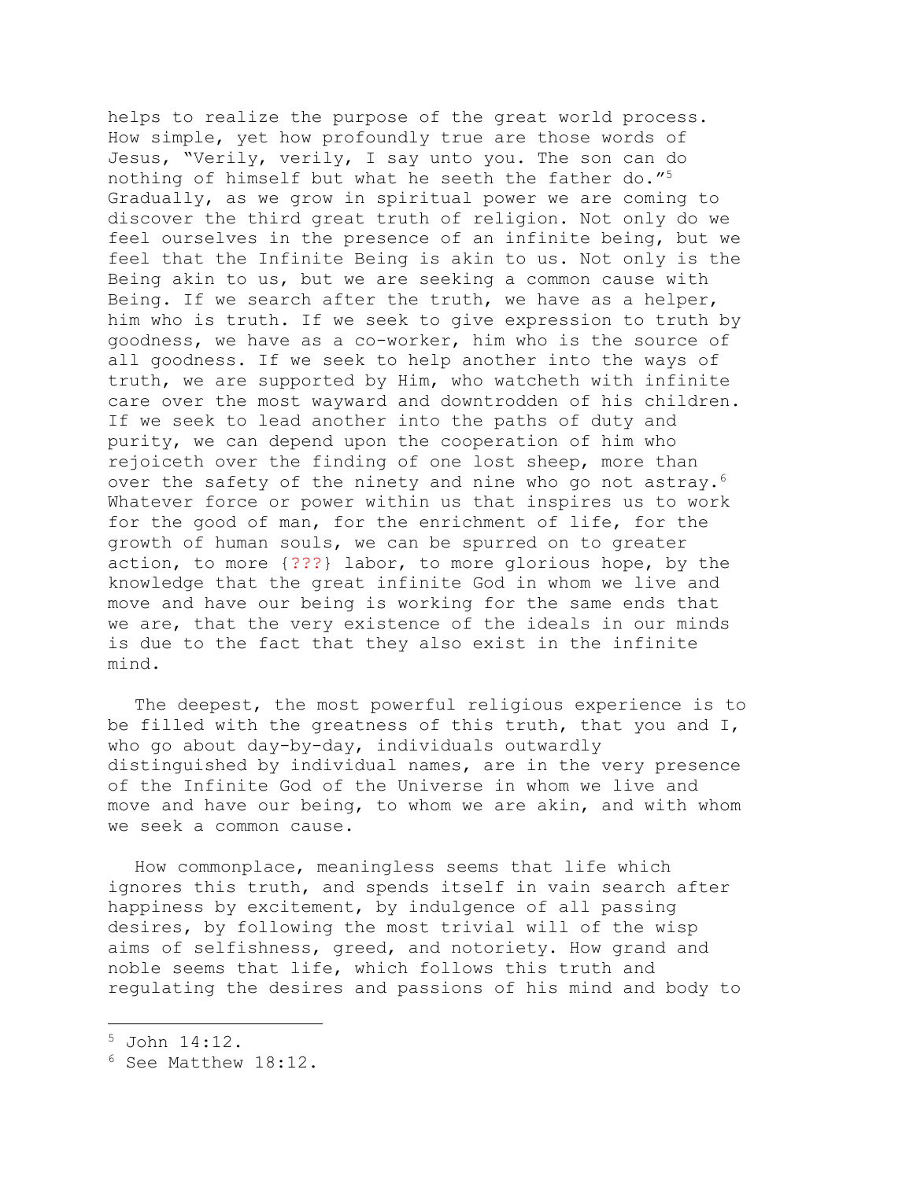helps to realize the purpose of the great world process. How simple, yet how profoundly true are those words of Jesus, "Verily, verily, I say unto you. The son can do nothing of himself but what he seeth the father do."[5] Gradually, as we grow in spiritual power we are coming to discover the third great truth of religion. Not only do we feel ourselves in the presence of an infinite being, but we feel that the Infinite Being is akin to us. Not only is the Being akin to us, but we are seeking a common cause with Being. If we search after the truth, we have as a helper, him who is truth. If we seek to give expression to truth by goodness, we have as a co-worker, him who is the source of all goodness. If we seek to help another into the ways of truth, we are supported by Him, who watcheth with infinite care over the most wayward and downtrodden of his children. If we seek to lead another into the paths of duty and purity, we can depend upon the cooperation of him who rejoiceth over the finding of one lost sheep, more than over the safety of the ninety and nine who go not astray.[6] Whatever force or power within us that inspires us to work for the good of man, for the enrichment of life, for the growth of human souls, we can be spurred on to greater action, to more {???} labor, to more glorious hope, by the knowledge that the great infinite God in whom we live and move and have our being is working for the same ends that we are, that the very existence of the ideals in our minds is due to the fact that they also exist in the infinite mind.

The deepest, the most powerful religious experience is to be filled with the greatness of this truth, that you and I, who go about day-by-day, individuals outwardly distinguished by individual names, are in the very presence of the Infinite God of the Universe in whom we live and move and have our being, to whom we are akin, and with whom we seek a common cause.

How commonplace, meaningless seems that life which ignores this truth, and spends itself in vain search after happiness by excitement, by indulgence of all passing desires, by following the most trivial will of the wisp aims of selfishness, greed, and notoriety. How grand and noble seems that life, which follows this truth and regulating the desires and passions of his mind and body to

---

[5] John 14:12.

[6] See Matthew 18:12.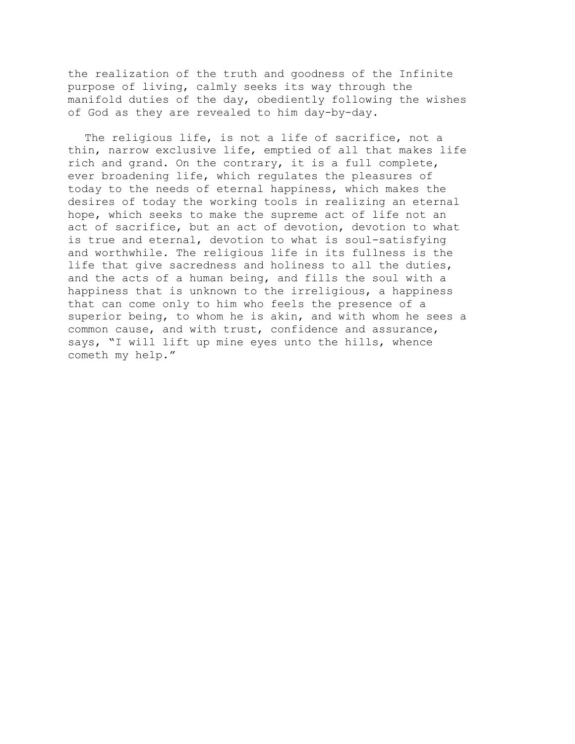the realization of the truth and goodness of the Infinite purpose of living, calmly seeks its way through the manifold duties of the day, obediently following the wishes of God as they are revealed to him day-by-day.

The religious life, is not a life of sacrifice, not a thin, narrow exclusive life, emptied of all that makes life rich and grand. On the contrary, it is a full complete, ever broadening life, which regulates the pleasures of today to the needs of eternal happiness, which makes the desires of today the working tools in realizing an eternal hope, which seeks to make the supreme act of life not an act of sacrifice, but an act of devotion, devotion to what is true and eternal, devotion to what is soul-satisfying and worthwhile. The religious life in its fullness is the life that give sacredness and holiness to all the duties, and the acts of a human being, and fills the soul with a happiness that is unknown to the irreligious, a happiness that can come only to him who feels the presence of a superior being, to whom he is akin, and with whom he sees a common cause, and with trust, confidence and assurance, says, "I will lift up mine eyes unto the hills, whence cometh my help."